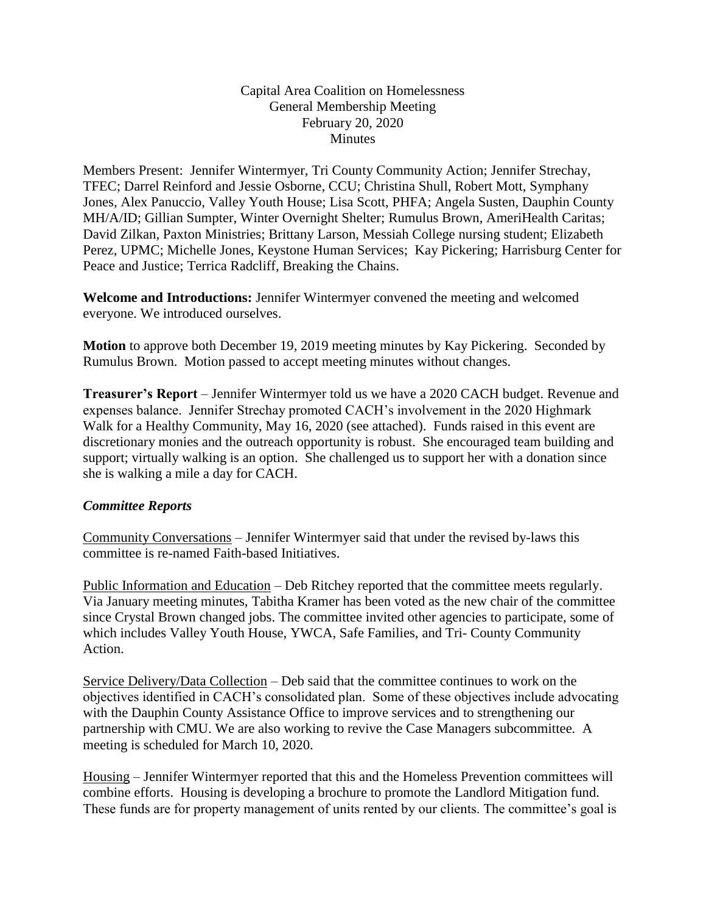Capital Area Coalition on Homelessness
General Membership Meeting
February 20, 2020
Minutes

Members Present: Jennifer Wintermyer, Tri County Community Action; Jennifer Strechay, TFEC; Darrel Reinford and Jessie Osborne, CCU; Christina Shull, Robert Mott, Symphany Jones, Alex Panuccio, Valley Youth House; Lisa Scott, PHFA; Angela Susten, Dauphin County MH/A/ID; Gillian Sumpter, Winter Overnight Shelter; Rumulus Brown, AmeriHealth Caritas; David Zilkan, Paxton Ministries; Brittany Larson, Messiah College nursing student; Elizabeth Perez, UPMC; Michelle Jones, Keystone Human Services; Kay Pickering; Harrisburg Center for Peace and Justice; Terrica Radcliff, Breaking the Chains.

**Welcome and Introductions:** Jennifer Wintermyer convened the meeting and welcomed everyone. We introduced ourselves.

**Motion** to approve both December 19, 2019 meeting minutes by Kay Pickering. Seconded by Rumulus Brown. Motion passed to accept meeting minutes without changes.

**Treasurer's Report** – Jennifer Wintermyer told us we have a 2020 CACH budget. Revenue and expenses balance. Jennifer Strechay promoted CACH's involvement in the 2020 Highmark Walk for a Healthy Community, May 16, 2020 (see attached). Funds raised in this event are discretionary monies and the outreach opportunity is robust. She encouraged team building and support; virtually walking is an option. She challenged us to support her with a donation since she is walking a mile a day for CACH.

### *Committee Reports*

Community Conversations – Jennifer Wintermyer said that under the revised by-laws this committee is re-named Faith-based Initiatives.

Public Information and Education – Deb Ritchey reported that the committee meets regularly. Via January meeting minutes, Tabitha Kramer has been voted as the new chair of the committee since Crystal Brown changed jobs. The committee invited other agencies to participate, some of which includes Valley Youth House, YWCA, Safe Families, and Tri- County Community Action.

Service Delivery/Data Collection – Deb said that the committee continues to work on the objectives identified in CACH's consolidated plan. Some of these objectives include advocating with the Dauphin County Assistance Office to improve services and to strengthening our partnership with CMU. We are also working to revive the Case Managers subcommittee. A meeting is scheduled for March 10, 2020.

Housing – Jennifer Wintermyer reported that this and the Homeless Prevention committees will combine efforts. Housing is developing a brochure to promote the Landlord Mitigation fund. These funds are for property management of units rented by our clients. The committee's goal is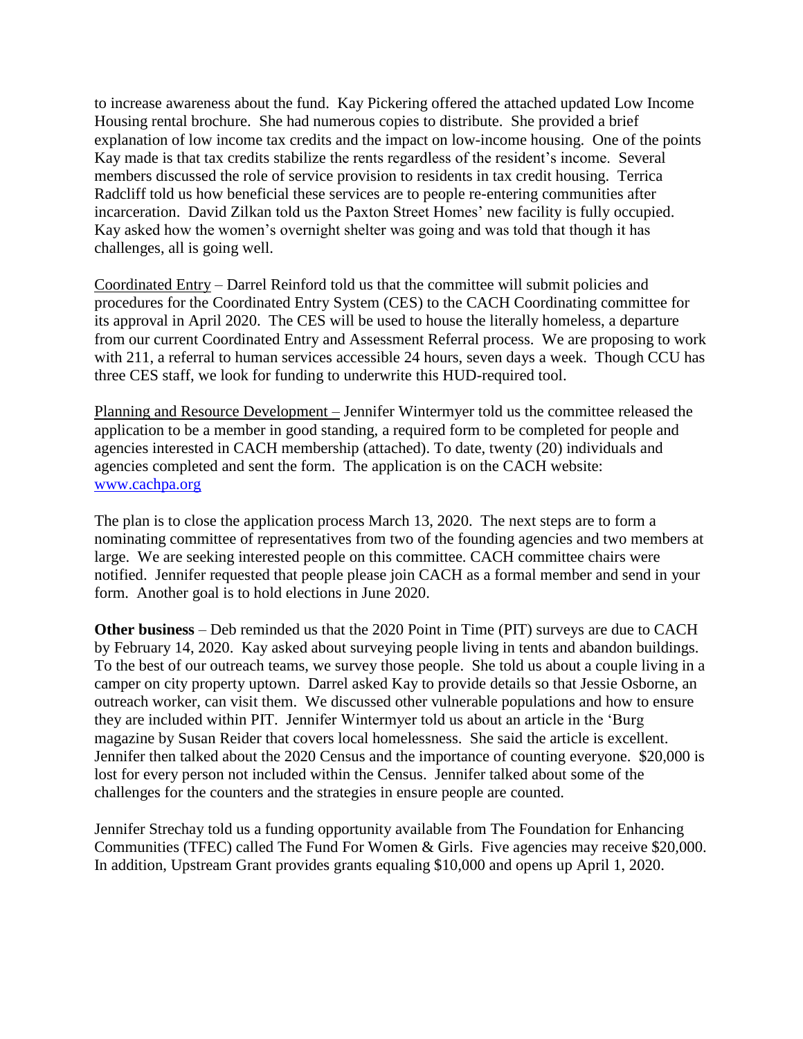to increase awareness about the fund. Kay Pickering offered the attached updated Low Income Housing rental brochure. She had numerous copies to distribute. She provided a brief explanation of low income tax credits and the impact on low-income housing. One of the points Kay made is that tax credits stabilize the rents regardless of the resident's income. Several members discussed the role of service provision to residents in tax credit housing. Terrica Radcliff told us how beneficial these services are to people re-entering communities after incarceration. David Zilkan told us the Paxton Street Homes' new facility is fully occupied. Kay asked how the women's overnight shelter was going and was told that though it has challenges, all is going well.

<u>Coordinated Entry</u> – Darrel Reinford told us that the committee will submit policies and procedures for the Coordinated Entry System (CES) to the CACH Coordinating committee for its approval in April 2020. The CES will be used to house the literally homeless, a departure from our current Coordinated Entry and Assessment Referral process. We are proposing to work with 211, a referral to human services accessible 24 hours, seven days a week. Though CCU has three CES staff, we look for funding to underwrite this HUD-required tool.

<u>Planning and Resource Development –</u> Jennifer Wintermyer told us the committee released the application to be a member in good standing, a required form to be completed for people and agencies interested in CACH membership (attached). To date, twenty (20) individuals and agencies completed and sent the form. The application is on the CACH website: [www.cachpa.org](http://www.cachpa.org)

The plan is to close the application process March 13, 2020. The next steps are to form a nominating committee of representatives from two of the founding agencies and two members at large. We are seeking interested people on this committee. CACH committee chairs were notified. Jennifer requested that people please join CACH as a formal member and send in your form. Another goal is to hold elections in June 2020.

**Other business** – Deb reminded us that the 2020 Point in Time (PIT) surveys are due to CACH by February 14, 2020. Kay asked about surveying people living in tents and abandon buildings. To the best of our outreach teams, we survey those people. She told us about a couple living in a camper on city property uptown. Darrel asked Kay to provide details so that Jessie Osborne, an outreach worker, can visit them. We discussed other vulnerable populations and how to ensure they are included within PIT. Jennifer Wintermyer told us about an article in the 'Burg magazine by Susan Reider that covers local homelessness. She said the article is excellent. Jennifer then talked about the 2020 Census and the importance of counting everyone. $20,000 is lost for every person not included within the Census. Jennifer talked about some of the challenges for the counters and the strategies in ensure people are counted.

Jennifer Strechay told us a funding opportunity available from The Foundation for Enhancing Communities (TFEC) called The Fund For Women & Girls. Five agencies may receive $20,000. In addition, Upstream Grant provides grants equaling $10,000 and opens up April 1, 2020.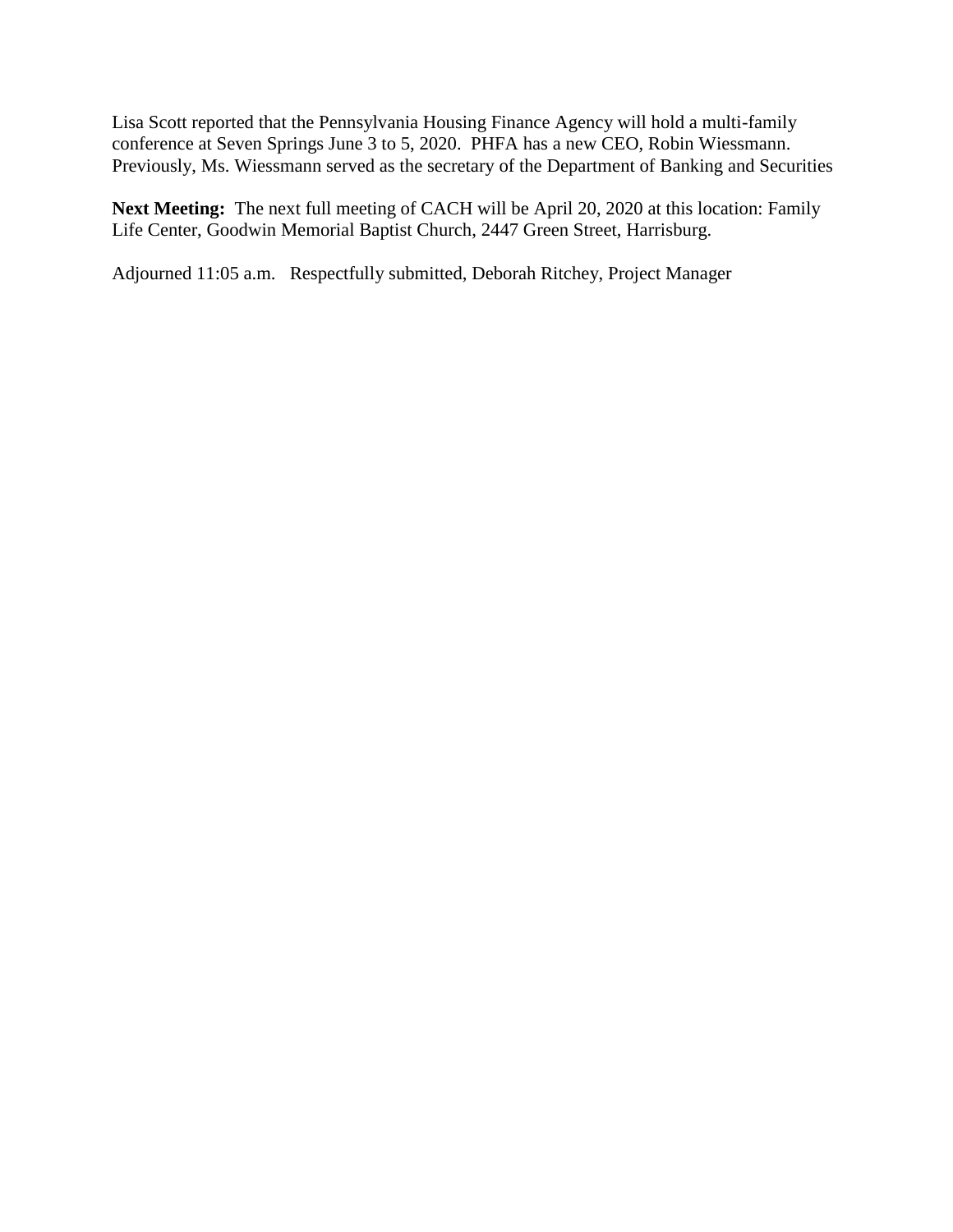Lisa Scott reported that the Pennsylvania Housing Finance Agency will hold a multi-family conference at Seven Springs June 3 to 5, 2020. PHFA has a new CEO, Robin Wiessmann. Previously, Ms. Wiessmann served as the secretary of the Department of Banking and Securities

**Next Meeting:** The next full meeting of CACH will be April 20, 2020 at this location: Family Life Center, Goodwin Memorial Baptist Church, 2447 Green Street, Harrisburg.

Adjourned 11:05 a.m. Respectfully submitted, Deborah Ritchey, Project Manager